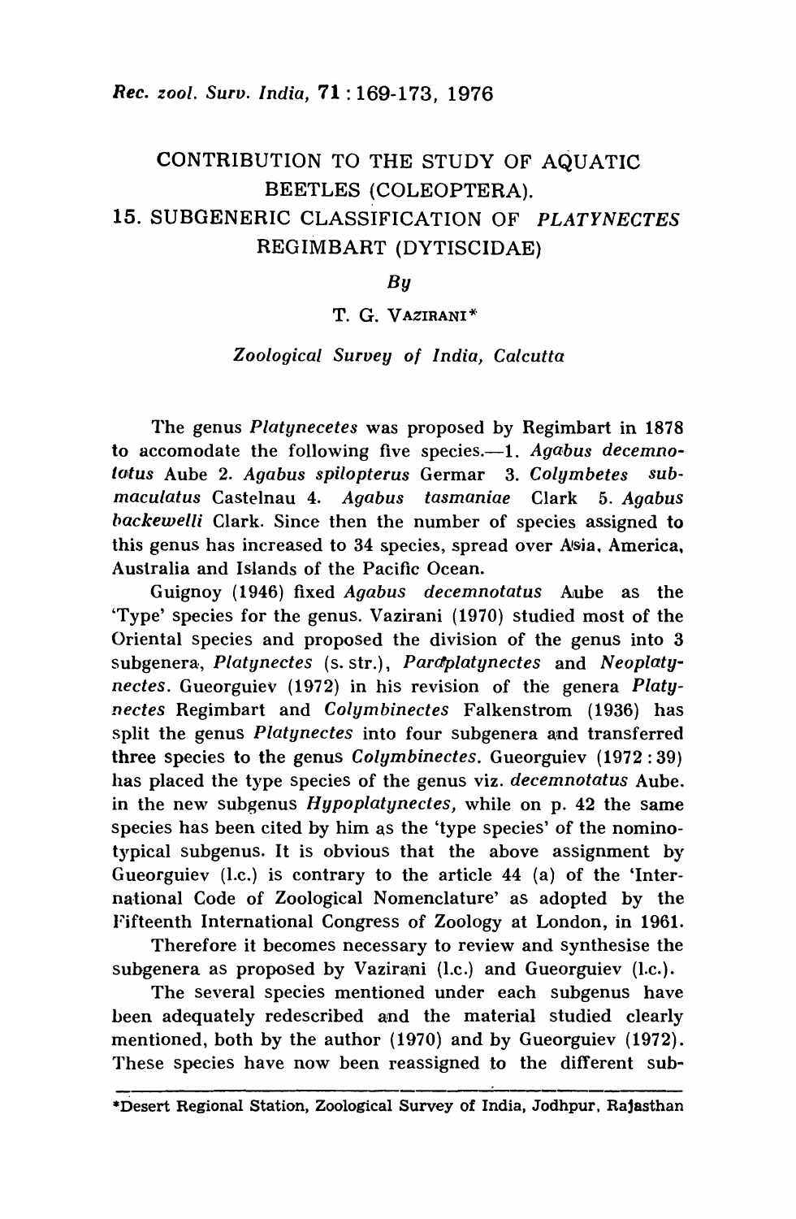# CONTRIBUTION TO THE STUDY OF AQUATIC BEETLES (COLEOPTERA).
# 15. SUBGENERIC CLASSIFICATION OF *PLATYNECTES* REGIMBART (DYTISCIDAE)

*By*

T. G. VAZIRANI*

*Zoological Survey of India, Calcutta*

The genus *Platynecetes* was proposed by Regimbart in 1878 to accomodate the following five species.—1. *Agabus decemnotatus* Aube 2. *Agabus spilopterus* Germar 3. *Colymbetes submaculatus* Castelnau 4. *Agabus tasmaniae* Clark 5. *Agabus backewelli* Clark. Since then the number of species assigned to this genus has increased to 34 species, spread over Asia, America, Australia and Islands of the Pacific Ocean.

Guignoy (1946) fixed *Agabus decemnotatus* Aube as the 'Type' species for the genus. Vazirani (1970) studied most of the Oriental species and proposed the division of the genus into 3 subgenera, *Platynectes* (s. str.), *Paraplatynectes* and *Neoplatynectes*. Gueorguiev (1972) in his revision of the genera *Platynectes* Regimbart and *Colymbinectes* Falkenstrom (1936) has split the genus *Platynectes* into four subgenera and transferred three species to the genus *Colymbinectes*. Gueorguiev (1972 : 39) has placed the type species of the genus viz. *decemnotatus* Aube. in the new subgenus *Hypoplatynectes*, while on p. 42 the same species has been cited by him as the 'type species' of the nominotypical subgenus. It is obvious that the above assignment by Gueorguiev (l.c.) is contrary to the article 44 (a) of the 'International Code of Zoological Nomenclature' as adopted by the Fifteenth International Congress of Zoology at London, in 1961.

Therefore it becomes necessary to review and synthesise the subgenera as proposed by Vazirani (l.c.) and Gueorguiev (l.c.).

The several species mentioned under each subgenus have been adequately redescribed and the material studied clearly mentioned, both by the author (1970) and by Gueorguiev (1972). These species have now been reassigned to the different sub-

---

*Desert Regional Station, Zoological Survey of India, Jodhpur, Rajasthan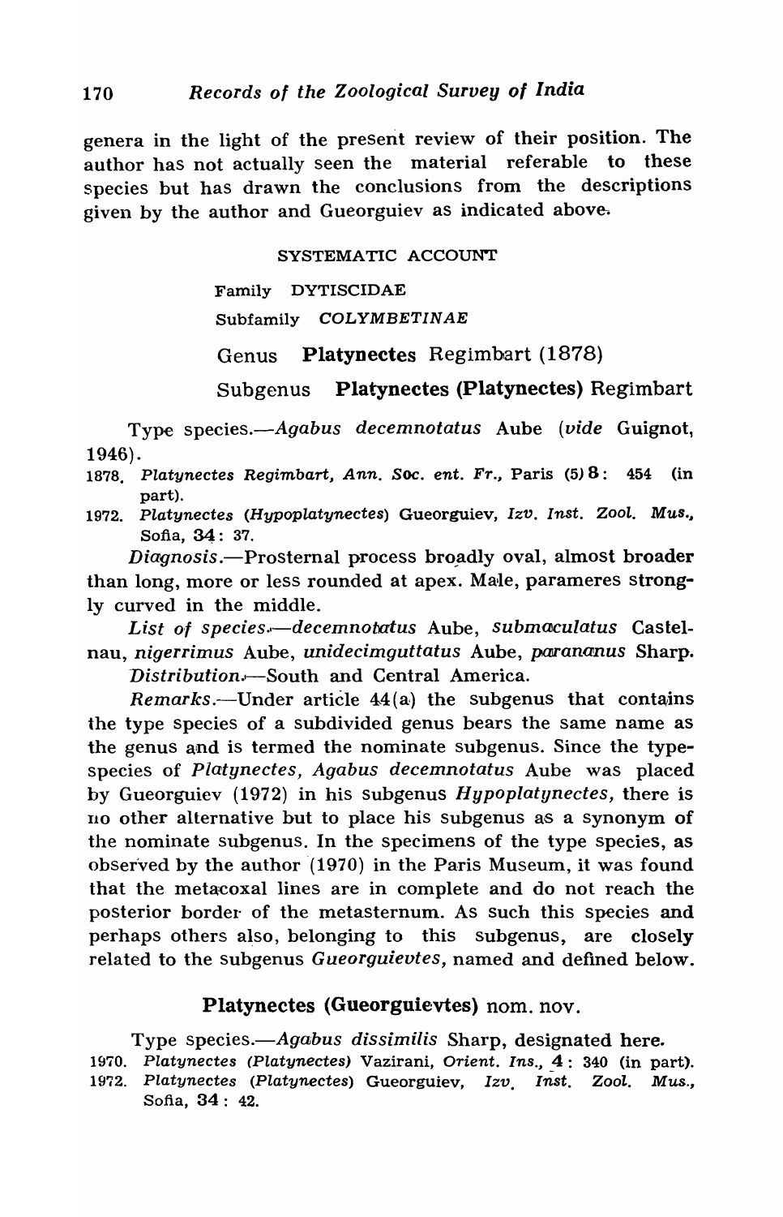genera in the light of the present review of their position. The author has not actually seen the material referable to these species but has drawn the conclusions from the descriptions given by the author and Gueorguiev as indicated above.

## SYSTEMATIC ACCOUNT

Family DYTISCIDAE

Subfamily *COLYMBETINAE*

### Genus **Platynectes** Regimbart (1878)

### Subgenus **Platynectes (Platynectes)** Regimbart

Type species.—*Agabus decemnotatus* Aube (*vide* Guignot, 1946).

1878. *Platynectes Regimbart, Ann. Soc. ent. Fr.*, Paris (5) 8: 454 (in part).

1972. *Platynectes* (*Hypoplatynectes*) Gueorguiev, *Izv. Inst. Zool. Mus.*, Sofia, 34: 37.

*Diagnosis*.—Prosternal process broadly oval, almost broader than long, more or less rounded at apex. Male, parameres strongly curved in the middle.

*List of species*.—*decemnotatus* Aube, *submaculatus* Castelnau, *nigerrimus* Aube, *unidecimguttatus* Aube, *paranamus* Sharp.

*Distribution*.—South and Central America.

*Remarks*.—Under article 44(a) the subgenus that contains the type species of a subdivided genus bears the same name as the genus and is termed the nominate subgenus. Since the type-species of *Platynectes, Agabus decemnotatus* Aube was placed by Gueorguiev (1972) in his subgenus *Hypoplatynectes*, there is no other alternative but to place his subgenus as a synonym of the nominate subgenus. In the specimens of the type species, as observed by the author (1970) in the Paris Museum, it was found that the metacoxal lines are in complete and do not reach the posterior border of the metasternum. As such this species and perhaps others also, belonging to this subgenus, are closely related to the subgenus *Gueorguievtes*, named and defined below.

### **Platynectes (Gueorguievtes)** nom. nov.

Type species.—*Agabus dissimilis* Sharp, designated here.

1970. *Platynectes (Platynectes)* Vazirani, *Orient. Ins.*, 4: 340 (in part).

1972. *Platynectes (Platynectes)* Gueorguiev, *Izv. Inst. Zool. Mus.*, Sofia, 34 : 42.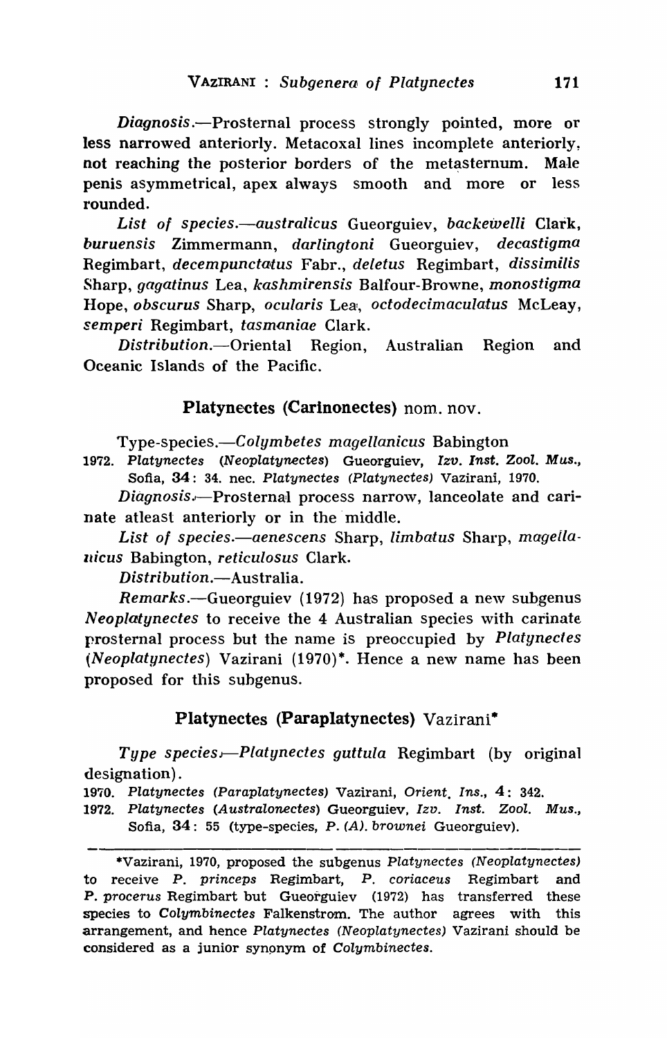*Diagnosis*.—Prosternal process strongly pointed, more or less narrowed anteriorly. Metacoxal lines incomplete anteriorly, not reaching the posterior borders of the metasternum. Male penis asymmetrical, apex always smooth and more or less rounded.

*List of species*.—*australicus* Gueorguiev, *backewelli* Clark, *buruensis* Zimmermann, *darlingtoni* Gueorguiev, *decastigma* Regimbart, *decempunctatus* Fabr., *deletus* Regimbart, *dissimilis* Sharp, *gagatinus* Lea, *kashmirensis* Balfour-Browne, *monostigma* Hope, *obscurus* Sharp, *ocularis* Lea, *octodecimaculatus* McLeay, *semperi* Regimbart, *tasmaniae* Clark.

*Distribution*.—Oriental Region, Australian Region and Oceanic Islands of the Pacific.

## Platynectes (Carinonectes) nom. nov.

Type-species.—*Colymbetes magellanicus* Babington

1972. *Platynectes* (*Neoplatynectes*) Gueorguiev, *Izv. Inst. Zool. Mus.*, Sofia, **34**: 34. nec. *Platynectes (Platynectes)* Vazirani, 1970.

*Diagnosis*.—Prosternal process narrow, lanceolate and carinate atleast anteriorly or in the middle.

*List of species*.—*aenescens* Sharp, *limbatus* Sharp, *magellanicus* Babington, *reticulosus* Clark.

*Distribution*.—Australia.

*Remarks*.—Gueorguiev (1972) has proposed a new subgenus *Neoplatynectes* to receive the 4 Australian species with carinate prosternal process but the name is preoccupied by *Platynectes* (*Neoplatynectes*) Vazirani (1970)*. Hence a new name has been proposed for this subgenus.

## Platynectes (Paraplatynectes) Vazirani*

*Type species*.—*Platynectes guttula* Regimbart (by original designation).

1970. *Platynectes (Paraplatynectes)* Vazirani, *Orient. Ins.*, **4**: 342.
1972. *Platynectes* (*Australonectes*) Gueorguiev, *Izv. Inst. Zool. Mus.*, Sofia, **34**: 55 (type-species, *P. (A). brownei* Gueorguiev).

---

*Vazirani, 1970, proposed the subgenus *Platynectes (Neoplatynectes)* to receive *P. princeps* Regimbart, *P. coriaceus* Regimbart and *P. procerus* Regimbart but Gueorguiev (1972) has transferred these species to *Colymbinectes* Falkenstrom. The author agrees with this arrangement, and hence *Platynectes (Neoplatynectes)* Vazirani should be considered as a junior synonym of *Colymbinectes*.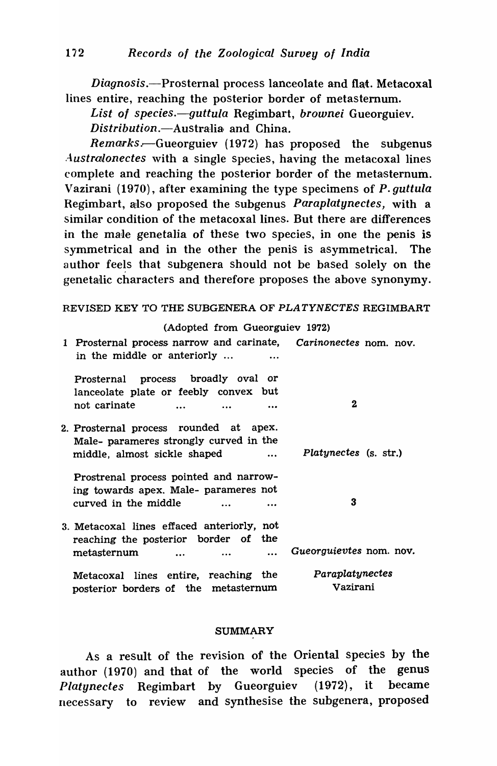*Diagnosis.*—Prosternal process lanceolate and flat. Metacoxal lines entire, reaching the posterior border of metasternum.

*List of species.*—*guttula* Regimbart, *brownei* Gueorguiev.

*Distribution.*—Australia and China.

*Remarks.*—Gueorguiev (1972) has proposed the subgenus *Australonectes* with a single species, having the metacoxal lines complete and reaching the posterior border of the metasternum. Vazirani (1970), after examining the type specimens of *P. guttula* Regimbart, also proposed the subgenus *Paraplatynectes,* with a similar condition of the metacoxal lines. But there are differences in the male genetalia of these two species, in one the penis is symmetrical and in the other the penis is asymmetrical. The author feels that subgenera should not be based solely on the genetalic characters and therefore proposes the above synonymy.

REVISED KEY TO THE SUBGENERA OF *PLATYNECTES* REGIMBART

(Adopted from Gueorguiev 1972)

1 Prosternal process narrow and carinate, in the middle or anteriorly ... ... *Carinonectes* nom. nov.

Prosternal process broadly oval or lanceolate plate or feebly convex but not carinate ... ... ... 2

2. Prosternal process rounded at apex. Male- parameres strongly curved in the middle, almost sickle shaped ... *Platynectes* (s. str.)

Prostrenal process pointed and narrowing towards apex. Male- parameres not curved in the middle ... ... 3

3. Metacoxal lines effaced anteriorly, not reaching the posterior border of the metasternum ... ... ... *Gueorguievtes* nom. nov.

Metacoxal lines entire, reaching the posterior borders of the metasternum *Paraplatynectes* Vazirani

## SUMMARY

As a result of the revision of the Oriental species by the author (1970) and that of the world species of the genus *Platynectes* Regimbart by Gueorguiev (1972), it became necessary to review and synthesise the subgenera, proposed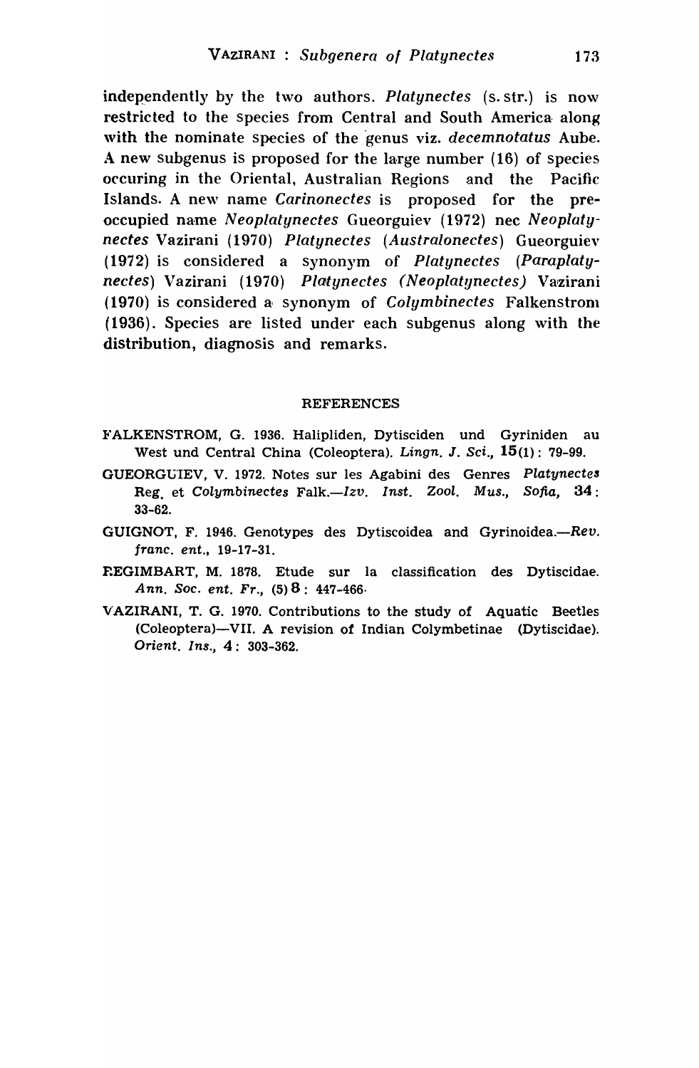independently by the two authors. *Platynectes* (s. str.) is now restricted to the species from Central and South America along with the nominate species of the genus viz. *decemnotatus* Aube. A new subgenus is proposed for the large number (16) of species occuring in the Oriental, Australian Regions and the Pacific Islands. A new name *Carinonectes* is proposed for the preoccupied name *Neoplatynectes* Gueorguiev (1972) nec *Neoplatynectes* Vazirani (1970) *Platynectes* (*Australonectes*) Gueorguiev (1972) is considered a synonym of *Platynectes* (*Paraplatynectes*) Vazirani (1970) *Platynectes (Neoplatynectes)* Vazirani (1970) is considered a synonym of *Colymbinectes* Falkenstrom (1936). Species are listed under each subgenus along with the distribution, diagnosis and remarks.

## REFERENCES

FALKENSTROM, G. 1936. Halipliden, Dytisciden und Gyriniden au West und Central China (Coleoptera). *Lingn. J. Sci.*, **15**(1): 79-99.

GUEORGUIEV, V. 1972. Notes sur les Agabini des Genres *Platynectes* Reg. et *Colymbinectes* Falk.—*Izv. Inst. Zool. Mus., Sofia*, **34**: 33-62.

GUIGNOT, F. 1946. Genotypes des Dytiscoidea and Gyrinoidea.—*Rev. franc. ent.*, 19-17-31.

REGIMBART, M. 1878. Etude sur la classification des Dytiscidae. *Ann. Soc. ent. Fr.*, (5) **8**: 447-466.

VAZIRANI, T. G. 1970. Contributions to the study of Aquatic Beetles (Coleoptera)—VII. A revision of Indian Colymbetinae (Dytiscidae). *Orient. Ins.*, **4**: 303-362.